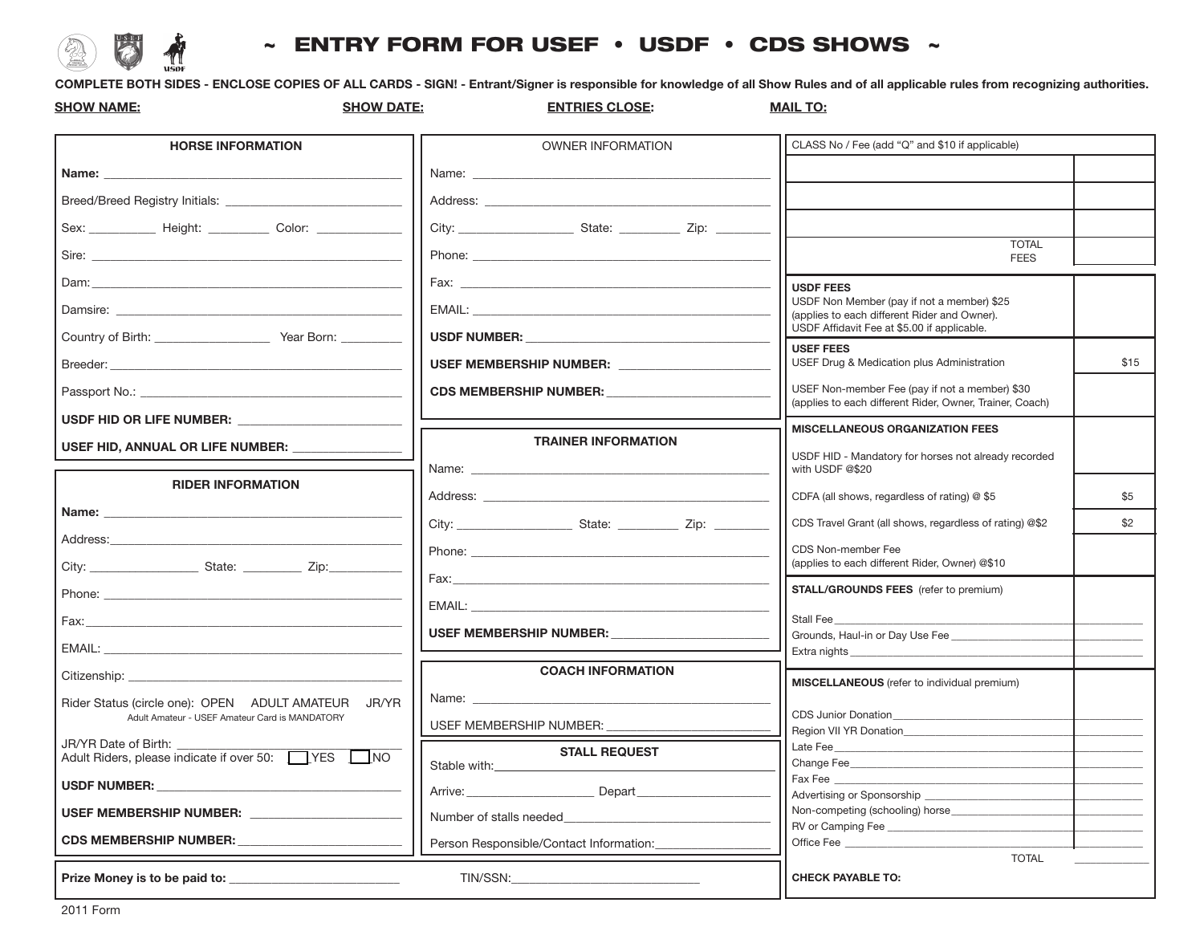# ~ ENTRY FORM FOR USEF • USDF • CDS SHOWS ~

**COMPLETE BOTH SIDES - ENCLOSE COPIES OF ALL CARDS - SIGN! - Entrant/Signer is responsible for knowledge of all Show Rules and of all applicable rules from recognizing authorities.**

**SHOW NAME:** **SHOW DATE:** **ENTRIES CLOSE:** **MAIL TO:**

### HORSE INFORMATION

**Name:** ______________________________

Breed/Breed Registry Initials: ______________________________

Sex: __________ Height: _________ Color: _____________

Sire: ______________________________

Dam: ______________________________

Damsire: ______________________________

Country of Birth: _________________ Year Born: _________

Breeder: ______________________________

Passport No.: ______________________________

**USDF HID OR LIFE NUMBER:** ______________________________

**USEF HID, ANNUAL OR LIFE NUMBER:** ________________

### RIDER INFORMATION

**Name:** ______________________________

Address: ______________________________

City: ________________ State: _________ Zip: ____________

Phone: ______________________________

Fax: ______________________________

EMAIL: ______________________________

Citizenship: ______________________________

Rider Status (circle one): OPEN ADULT AMATEUR JR/YR

Adult Amateur - USEF Amateur Card is MANDATORY

JR/YR Date of Birth: ______________________________

Adult Riders, please indicate if over 50: ☐ YES ☐ NO

**USDF NUMBER:** ______________________________

**USEF MEMBERSHIP NUMBER:** ______________________________

**CDS MEMBERSHIP NUMBER:** ______________________________

### OWNER INFORMATION

Name: ______________________________

Address: ______________________________

City: _________________ State: _________ Zip: ________

Phone: ______________________________

Fax: ______________________________

EMAIL: ______________________________

**USDF NUMBER:** ______________________________

**USEF MEMBERSHIP NUMBER:** ______________________________

**CDS MEMBERSHIP NUMBER:** ______________________________

### TRAINER INFORMATION

Name: ______________________________

Address: ______________________________

City: _________________ State: _________ Zip: ________

Phone: ______________________________

Fax: ______________________________

EMAIL: ______________________________

**USEF MEMBERSHIP NUMBER:** ______________________________

### COACH INFORMATION

Name: ______________________________

USEF MEMBERSHIP NUMBER: ______________________________

### STALL REQUEST

Stable with: ______________________________

Arrive: ___________________ Depart ___________________

Number of stalls needed ______________________________

Person Responsible/Contact Information: _________________

**Prize Money is to be paid to:** __________________________ TIN/SSN: ______________________________

| CLASS No / Fee (add "Q" and $10 if applicable) | |
|---|---|
| | |
| | |
| | |
| TOTAL FEES | |
| **USDF FEES** USDF Non Member (pay if not a member) $25 (applies to each different Rider and Owner). USDF Affidavit Fee at $5.00 if applicable. | |
| **USEF FEES** USEF Drug & Medication plus Administration | $15 |
| USEF Non-member Fee (pay if not a member) $30 (applies to each different Rider, Owner, Trainer, Coach) | |
| **MISCELLANEOUS ORGANIZATION FEES** USDF HID - Mandatory for horses not already recorded with USDF @$20 | |
| CDFA (all shows, regardless of rating) @ $5 | $5 |
| CDS Travel Grant (all shows, regardless of rating) @$2 | $2 |
| CDS Non-member Fee (applies to each different Rider, Owner) @$10 | |
| **STALL/GROUNDS FEES** (refer to premium) | |
| Stall Fee | |
| Grounds, Haul-in or Day Use Fee | |
| Extra nights | |
| **MISCELLANEOUS** (refer to individual premium) | |
| CDS Junior Donation | |
| Region VII YR Donation | |
| Late Fee | |
| Change Fee | |
| Fax Fee | |
| Advertising or Sponsorship | |
| Non-competing (schooling) horse | |
| RV or Camping Fee | |
| Office Fee | |
| TOTAL | |

**CHECK PAYABLE TO:**

2011 Form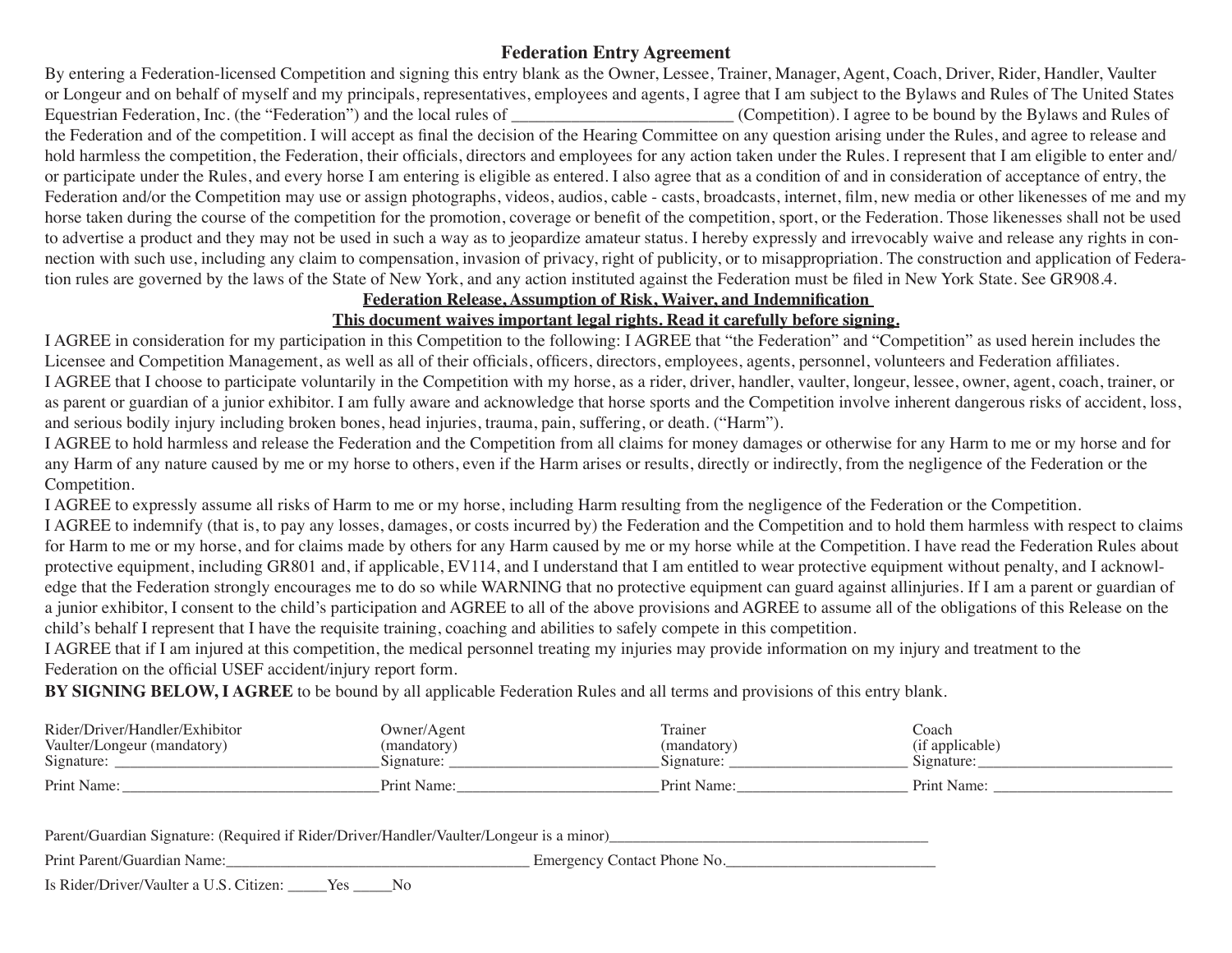## Federation Entry Agreement

By entering a Federation-licensed Competition and signing this entry blank as the Owner, Lessee, Trainer, Manager, Agent, Coach, Driver, Rider, Handler, Vaulter or Longeur and on behalf of myself and my principals, representatives, employees and agents, I agree that I am subject to the Bylaws and Rules of The United States Equestrian Federation, Inc. (the "Federation") and the local rules of ___________________________ (Competition). I agree to be bound by the Bylaws and Rules of the Federation and of the competition. I will accept as final the decision of the Hearing Committee on any question arising under the Rules, and agree to release and hold harmless the competition, the Federation, their officials, directors and employees for any action taken under the Rules. I represent that I am eligible to enter and/or participate under the Rules, and every horse I am entering is eligible as entered. I also agree that as a condition of and in consideration of acceptance of entry, the Federation and/or the Competition may use or assign photographs, videos, audios, cable - casts, broadcasts, internet, film, new media or other likenesses of me and my horse taken during the course of the competition for the promotion, coverage or benefit of the competition, sport, or the Federation. Those likenesses shall not be used to advertise a product and they may not be used in such a way as to jeopardize amateur status. I hereby expressly and irrevocably waive and release any rights in connection with such use, including any claim to compensation, invasion of privacy, right of publicity, or to misappropriation. The construction and application of Federation rules are governed by the laws of the State of New York, and any action instituted against the Federation must be filed in New York State. See GR908.4.

**Federation Release, Assumption of Risk, Waiver, and Indemnification**

**This document waives important legal rights. Read it carefully before signing.**

I AGREE in consideration for my participation in this Competition to the following: I AGREE that "the Federation" and "Competition" as used herein includes the Licensee and Competition Management, as well as all of their officials, officers, directors, employees, agents, personnel, volunteers and Federation affiliates.

I AGREE that I choose to participate voluntarily in the Competition with my horse, as a rider, driver, handler, vaulter, longeur, lessee, owner, agent, coach, trainer, or as parent or guardian of a junior exhibitor. I am fully aware and acknowledge that horse sports and the Competition involve inherent dangerous risks of accident, loss, and serious bodily injury including broken bones, head injuries, trauma, pain, suffering, or death. ("Harm").

I AGREE to hold harmless and release the Federation and the Competition from all claims for money damages or otherwise for any Harm to me or my horse and for any Harm of any nature caused by me or my horse to others, even if the Harm arises or results, directly or indirectly, from the negligence of the Federation or the Competition.

I AGREE to expressly assume all risks of Harm to me or my horse, including Harm resulting from the negligence of the Federation or the Competition.

I AGREE to indemnify (that is, to pay any losses, damages, or costs incurred by) the Federation and the Competition and to hold them harmless with respect to claims for Harm to me or my horse, and for claims made by others for any Harm caused by me or my horse while at the Competition. I have read the Federation Rules about protective equipment, including GR801 and, if applicable, EV114, and I understand that I am entitled to wear protective equipment without penalty, and I acknowledge that the Federation strongly encourages me to do so while WARNING that no protective equipment can guard against allinjuries. If I am a parent or guardian of a junior exhibitor, I consent to the child's participation and AGREE to all of the above provisions and AGREE to assume all of the obligations of this Release on the child's behalf I represent that I have the requisite training, coaching and abilities to safely compete in this competition.

I AGREE that if I am injured at this competition, the medical personnel treating my injuries may provide information on my injury and treatment to the Federation on the official USEF accident/injury report form.

**BY SIGNING BELOW, I AGREE** to be bound by all applicable Federation Rules and all terms and provisions of this entry blank.

| Rider/Driver/Handler/Exhibitor Vaulter/Longeur (mandatory) | Owner/Agent (mandatory) | Trainer (mandatory) | Coach (if applicable) |
|---|---|---|---|
| Signature: ____________________ | Signature: ____________________ | Signature: ____________________ | Signature: ____________________ |
| Print Name: ____________________ | Print Name: ____________________ | Print Name: ____________________ | Print Name: ____________________ |

Parent/Guardian Signature: (Required if Rider/Driver/Handler/Vaulter/Longeur is a minor)__________________________________________

Print Parent/Guardian Name:_______________________________________ Emergency Contact Phone No.___________________________

Is Rider/Driver/Vaulter a U.S. Citizen: _____Yes _____No